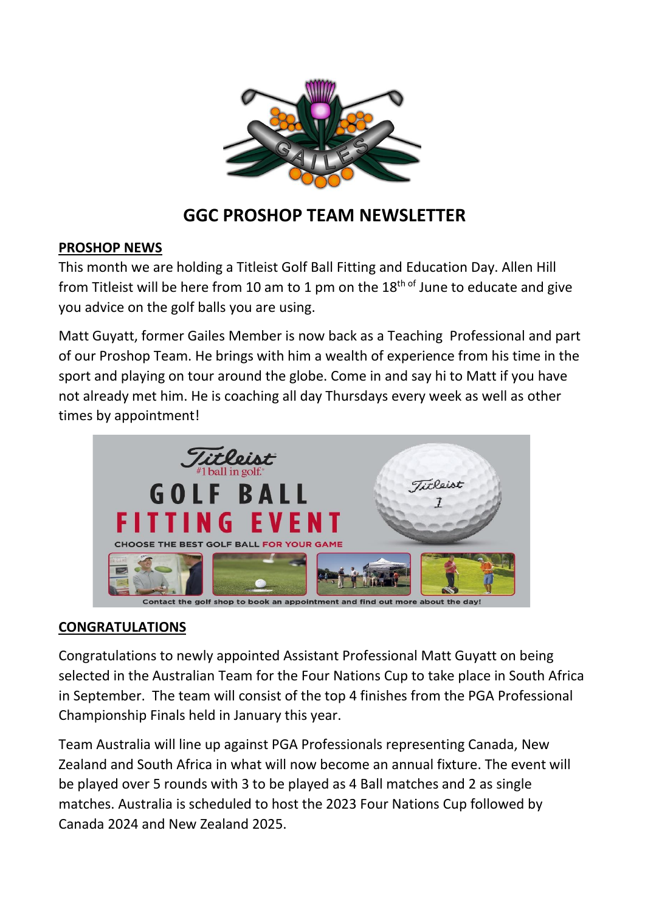# GGC PROSHOP TEAM NEWSLETTER

**PROSHOP NEWS**

This month we are holding a Titleist Golf Ball Fitting and Education Day. Allen Hill from Titleist will be here from 10 am to 1 pm on the 18th of June to educate and give you advice on the golf balls you are using.

Matt Guyatt, former Gailes Member is now back as a Teaching Professional and part of our Proshop Team. He brings with him a wealth of experience from his time in the sport and playing on tour around the globe. Come in and say hi to Matt if you have not already met him. He is coaching all day Thursdays every week as well as other times by appointment!

Titleist #1 ball in golf.

GOLF BALL FITTING EVENT

CHOOSE THE BEST GOLF BALL FOR YOUR GAME

Contact the golf shop to book an appointment and find out more about the day!

**CONGRATULATIONS**

Congratulations to newly appointed Assistant Professional Matt Guyatt on being selected in the Australian Team for the Four Nations Cup to take place in South Africa in September. The team will consist of the top 4 finishes from the PGA Professional Championship Finals held in January this year.

Team Australia will line up against PGA Professionals representing Canada, New Zealand and South Africa in what will now become an annual fixture. The event will be played over 5 rounds with 3 to be played as 4 Ball matches and 2 as single matches. Australia is scheduled to host the 2023 Four Nations Cup followed by Canada 2024 and New Zealand 2025.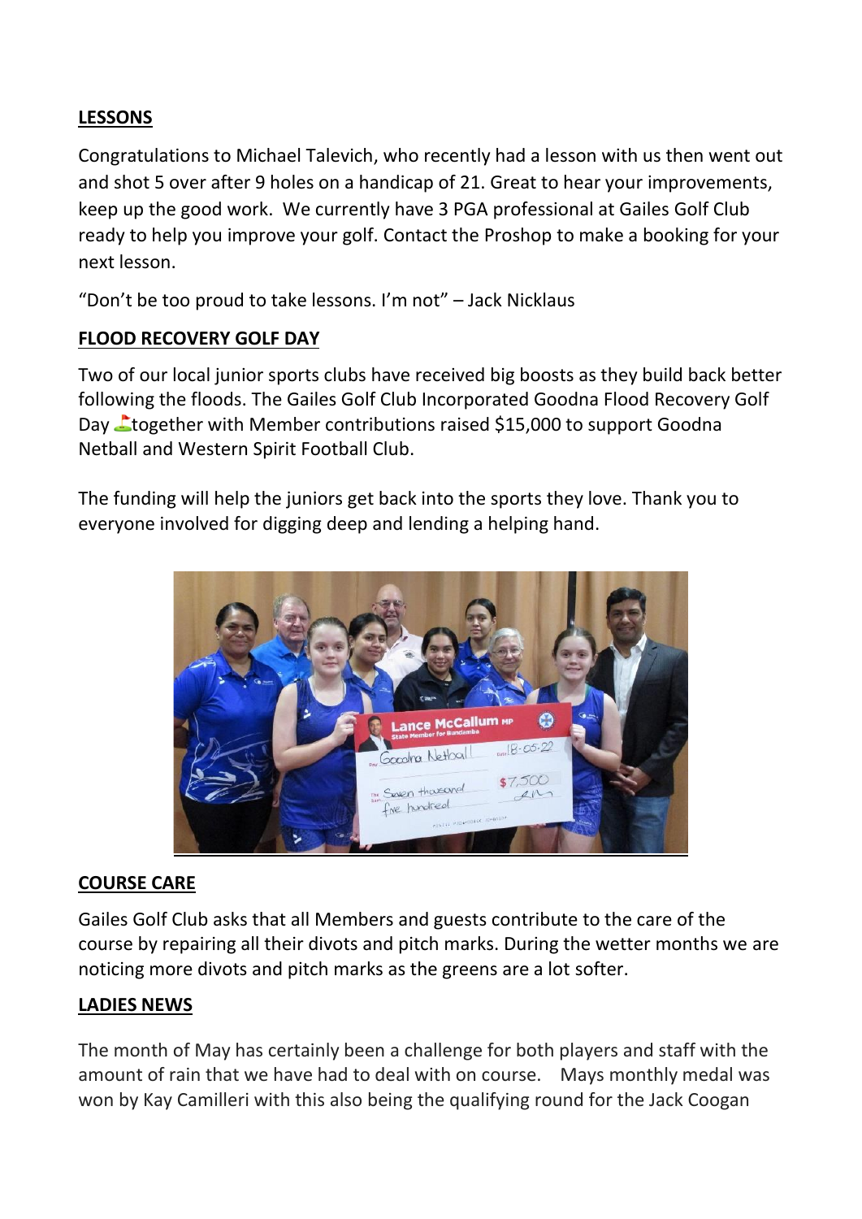**LESSONS**

Congratulations to Michael Talevich, who recently had a lesson with us then went out and shot 5 over after 9 holes on a handicap of 21. Great to hear your improvements, keep up the good work. We currently have 3 PGA professional at Gailes Golf Club ready to help you improve your golf. Contact the Proshop to make a booking for your next lesson.

"Don't be too proud to take lessons. I'm not" – Jack Nicklaus

**FLOOD RECOVERY GOLF DAY**

Two of our local junior sports clubs have received big boosts as they build back better following the floods. The Gailes Golf Club Incorporated Goodna Flood Recovery Golf Day ⛳together with Member contributions raised $15,000 to support Goodna Netball and Western Spirit Football Club.

The funding will help the juniors get back into the sports they love. Thank you to everyone involved for digging deep and lending a helping hand.

**COURSE CARE**

Gailes Golf Club asks that all Members and guests contribute to the care of the course by repairing all their divots and pitch marks. During the wetter months we are noticing more divots and pitch marks as the greens are a lot softer.

**LADIES NEWS**

The month of May has certainly been a challenge for both players and staff with the amount of rain that we have had to deal with on course. Mays monthly medal was won by Kay Camilleri with this also being the qualifying round for the Jack Coogan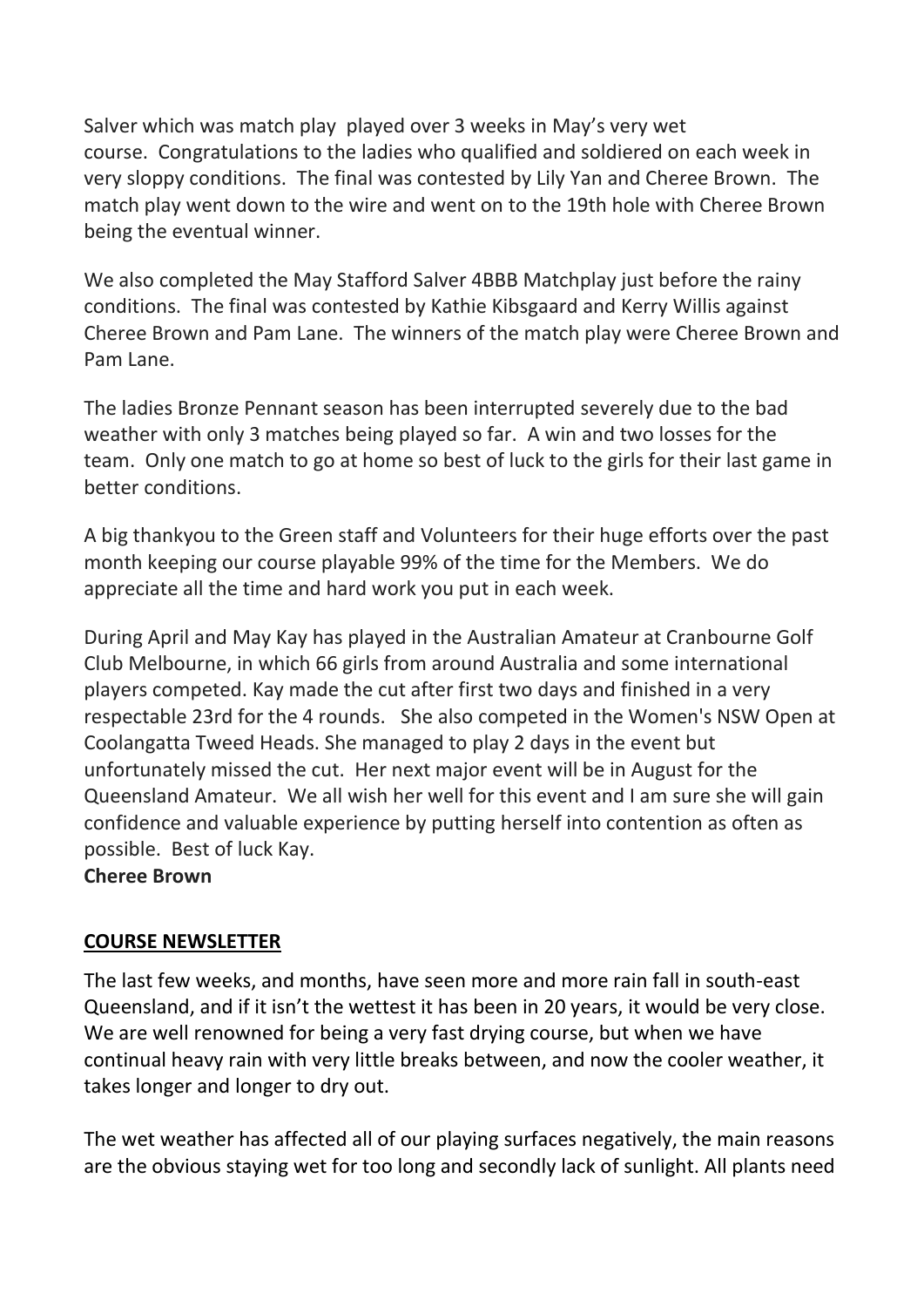Salver which was match play played over 3 weeks in May's very wet course. Congratulations to the ladies who qualified and soldiered on each week in very sloppy conditions. The final was contested by Lily Yan and Cheree Brown. The match play went down to the wire and went on to the 19th hole with Cheree Brown being the eventual winner.

We also completed the May Stafford Salver 4BBB Matchplay just before the rainy conditions. The final was contested by Kathie Kibsgaard and Kerry Willis against Cheree Brown and Pam Lane. The winners of the match play were Cheree Brown and Pam Lane.

The ladies Bronze Pennant season has been interrupted severely due to the bad weather with only 3 matches being played so far. A win and two losses for the team. Only one match to go at home so best of luck to the girls for their last game in better conditions.

A big thankyou to the Green staff and Volunteers for their huge efforts over the past month keeping our course playable 99% of the time for the Members. We do appreciate all the time and hard work you put in each week.

During April and May Kay has played in the Australian Amateur at Cranbourne Golf Club Melbourne, in which 66 girls from around Australia and some international players competed. Kay made the cut after first two days and finished in a very respectable 23rd for the 4 rounds. She also competed in the Women's NSW Open at Coolangatta Tweed Heads. She managed to play 2 days in the event but unfortunately missed the cut. Her next major event will be in August for the Queensland Amateur. We all wish her well for this event and I am sure she will gain confidence and valuable experience by putting herself into contention as often as possible. Best of luck Kay.

**Cheree Brown**

## COURSE NEWSLETTER

The last few weeks, and months, have seen more and more rain fall in south-east Queensland, and if it isn't the wettest it has been in 20 years, it would be very close. We are well renowned for being a very fast drying course, but when we have continual heavy rain with very little breaks between, and now the cooler weather, it takes longer and longer to dry out.

The wet weather has affected all of our playing surfaces negatively, the main reasons are the obvious staying wet for too long and secondly lack of sunlight. All plants need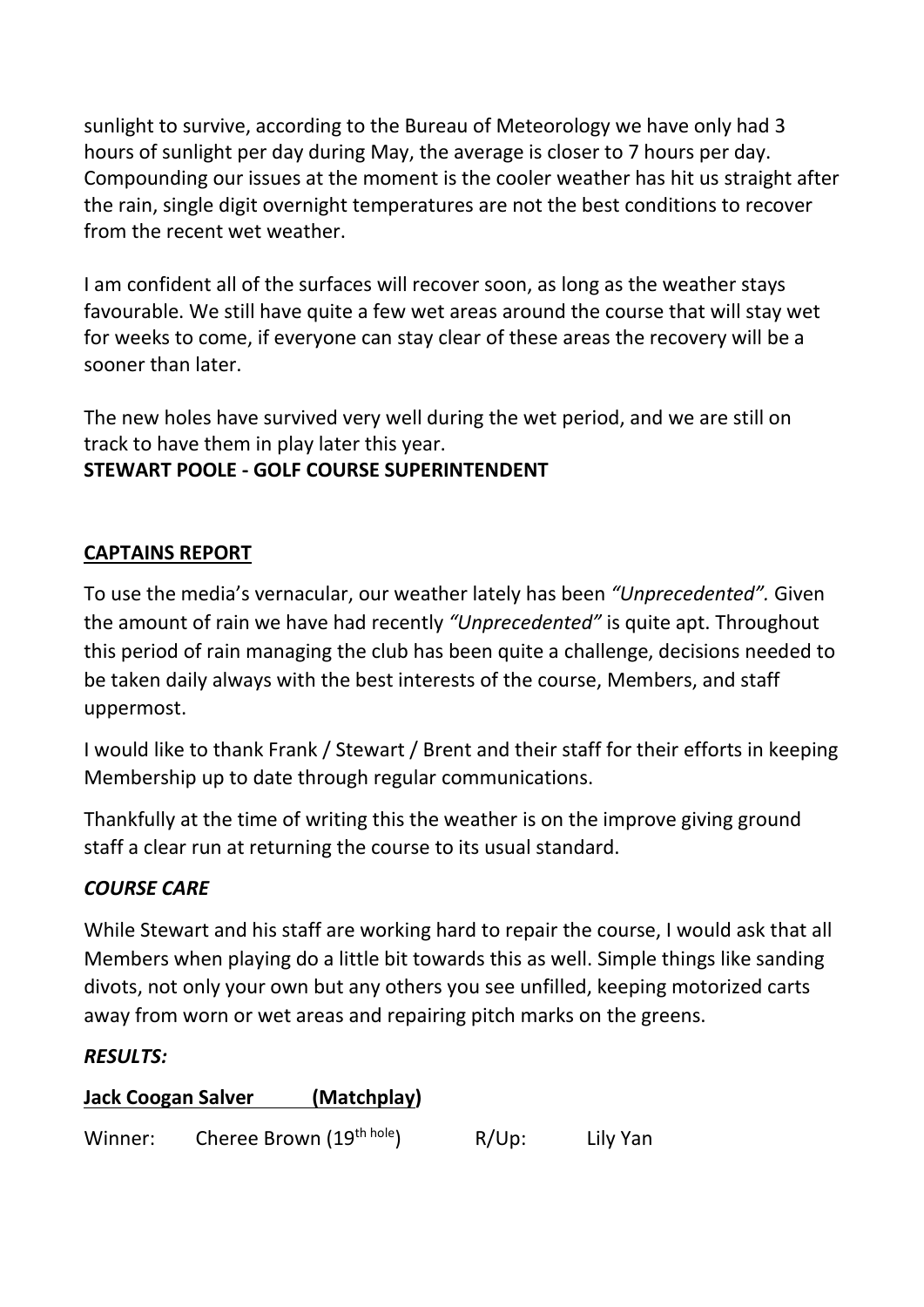sunlight to survive, according to the Bureau of Meteorology we have only had 3 hours of sunlight per day during May, the average is closer to 7 hours per day. Compounding our issues at the moment is the cooler weather has hit us straight after the rain, single digit overnight temperatures are not the best conditions to recover from the recent wet weather.

I am confident all of the surfaces will recover soon, as long as the weather stays favourable. We still have quite a few wet areas around the course that will stay wet for weeks to come, if everyone can stay clear of these areas the recovery will be a sooner than later.

The new holes have survived very well during the wet period, and we are still on track to have them in play later this year.

**STEWART POOLE - GOLF COURSE SUPERINTENDENT**

## CAPTAINS REPORT

To use the media's vernacular, our weather lately has been *"Unprecedented".* Given the amount of rain we have had recently *"Unprecedented"* is quite apt. Throughout this period of rain managing the club has been quite a challenge, decisions needed to be taken daily always with the best interests of the course, Members, and staff uppermost.

I would like to thank Frank / Stewart / Brent and their staff for their efforts in keeping Membership up to date through regular communications.

Thankfully at the time of writing this the weather is on the improve giving ground staff a clear run at returning the course to its usual standard.

### *COURSE CARE*

While Stewart and his staff are working hard to repair the course, I would ask that all Members when playing do a little bit towards this as well. Simple things like sanding divots, not only your own but any others you see unfilled, keeping motorized carts away from worn or wet areas and repairing pitch marks on the greens.

### *RESULTS:*

**Jack Coogan Salver (Matchplay)**

Winner: Cheree Brown (19th hole) R/Up: Lily Yan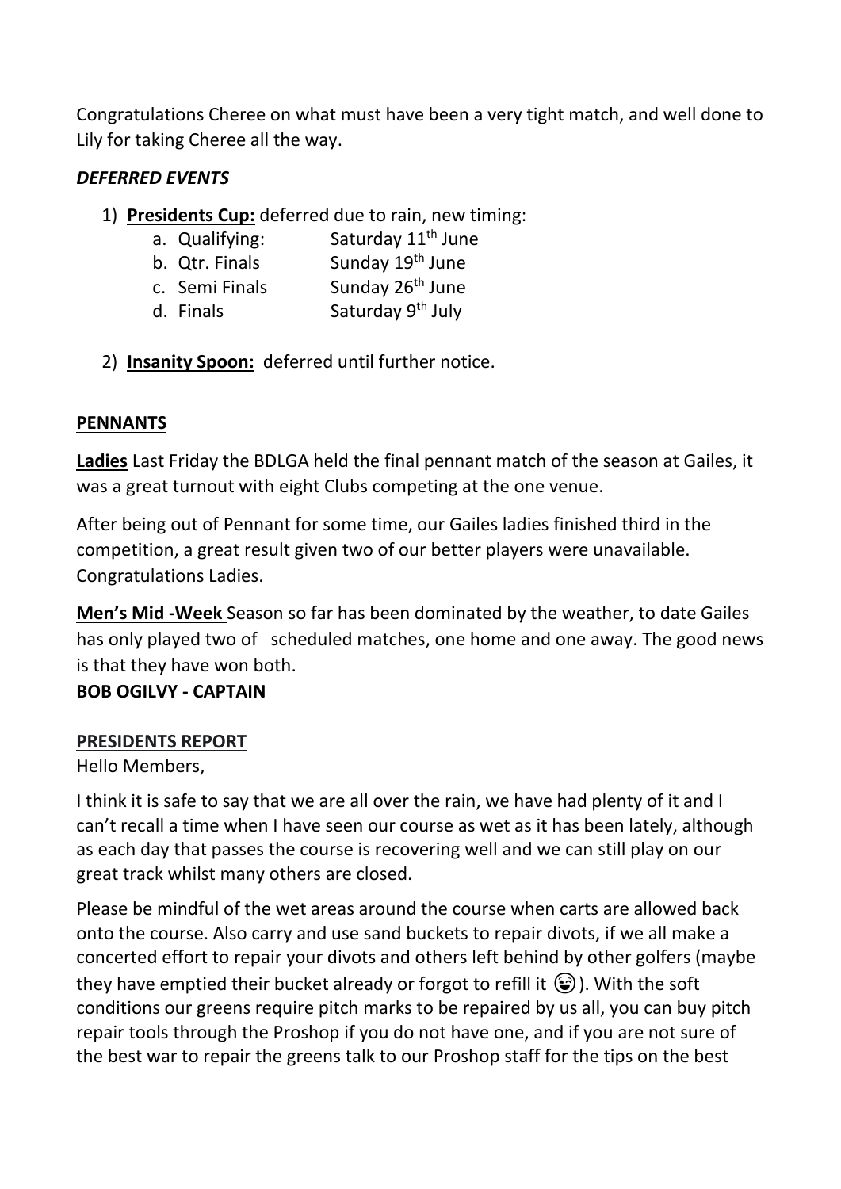Congratulations Cheree on what must have been a very tight match, and well done to Lily for taking Cheree all the way.

***DEFERRED EVENTS***

1) **<u>Presidents Cup:</u>** deferred due to rain, new timing:
    a. Qualifying: Saturday 11th June
    b. Qtr. Finals Sunday 19th June
    c. Semi Finals Sunday 26th June
    d. Finals Saturday 9th July

2) **<u>Insanity Spoon:</u>** deferred until further notice.

**<u>PENNANTS</u>**

**<u>Ladies</u>** Last Friday the BDLGA held the final pennant match of the season at Gailes, it was a great turnout with eight Clubs competing at the one venue.

After being out of Pennant for some time, our Gailes ladies finished third in the competition, a great result given two of our better players were unavailable. Congratulations Ladies.

**<u>Men's Mid -Week</u>** Season so far has been dominated by the weather, to date Gailes has only played two of scheduled matches, one home and one away. The good news is that they have won both.

**BOB OGILVY - CAPTAIN**

**<u>PRESIDENTS REPORT</u>**

Hello Members,

I think it is safe to say that we are all over the rain, we have had plenty of it and I can't recall a time when I have seen our course as wet as it has been lately, although as each day that passes the course is recovering well and we can still play on our great track whilst many others are closed.

Please be mindful of the wet areas around the course when carts are allowed back onto the course. Also carry and use sand buckets to repair divots, if we all make a concerted effort to repair your divots and others left behind by other golfers (maybe they have emptied their bucket already or forgot to refill it 😉). With the soft conditions our greens require pitch marks to be repaired by us all, you can buy pitch repair tools through the Proshop if you do not have one, and if you are not sure of the best war to repair the greens talk to our Proshop staff for the tips on the best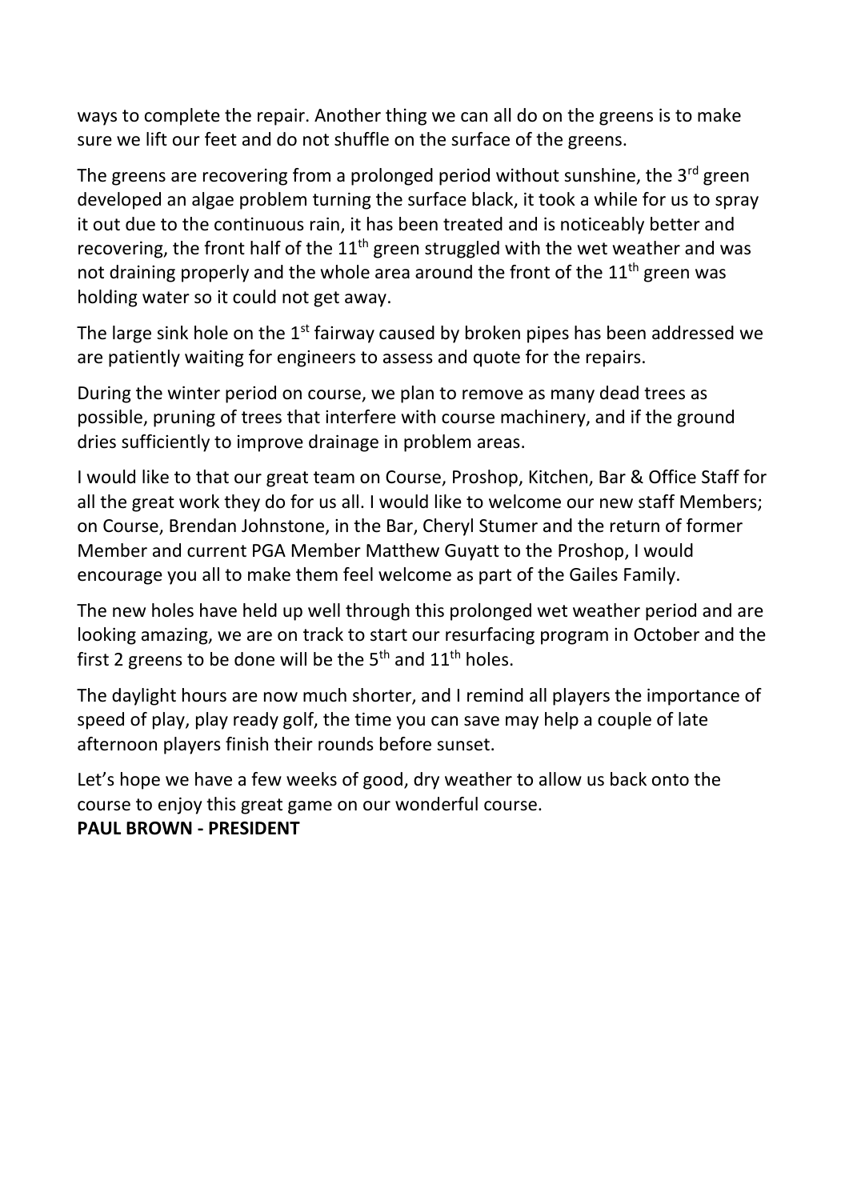ways to complete the repair. Another thing we can all do on the greens is to make sure we lift our feet and do not shuffle on the surface of the greens.

The greens are recovering from a prolonged period without sunshine, the 3rd green developed an algae problem turning the surface black, it took a while for us to spray it out due to the continuous rain, it has been treated and is noticeably better and recovering, the front half of the 11th green struggled with the wet weather and was not draining properly and the whole area around the front of the 11th green was holding water so it could not get away.

The large sink hole on the 1st fairway caused by broken pipes has been addressed we are patiently waiting for engineers to assess and quote for the repairs.

During the winter period on course, we plan to remove as many dead trees as possible, pruning of trees that interfere with course machinery, and if the ground dries sufficiently to improve drainage in problem areas.

I would like to that our great team on Course, Proshop, Kitchen, Bar & Office Staff for all the great work they do for us all. I would like to welcome our new staff Members; on Course, Brendan Johnstone, in the Bar, Cheryl Stumer and the return of former Member and current PGA Member Matthew Guyatt to the Proshop, I would encourage you all to make them feel welcome as part of the Gailes Family.

The new holes have held up well through this prolonged wet weather period and are looking amazing, we are on track to start our resurfacing program in October and the first 2 greens to be done will be the 5th and 11th holes.

The daylight hours are now much shorter, and I remind all players the importance of speed of play, play ready golf, the time you can save may help a couple of late afternoon players finish their rounds before sunset.

Let's hope we have a few weeks of good, dry weather to allow us back onto the course to enjoy this great game on our wonderful course.

**PAUL BROWN - PRESIDENT**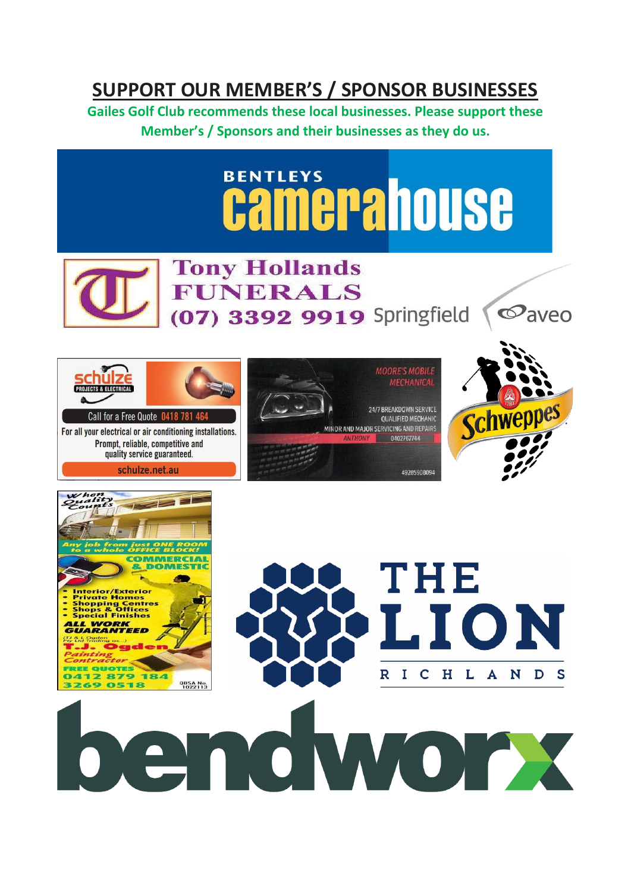## SUPPORT OUR MEMBER'S / SPONSOR BUSINESSES

**Gailes Golf Club recommends these local businesses. Please support these Member's / Sponsors and their businesses as they do us.**

BENTLEYS camerahouse

Tony Hollands FUNERALS (07) 3392 9919

Springfield aveo

schulze PROJECTS & ELECTRICAL
Call for a Free Quote 0418 781 464
For all your electrical or air conditioning installations.
Prompt, reliable, competitive and quality service guaranteed.
schulze.net.au

MOORE'S MOBILE MECHANICAL
24/7 BREAKDOWN SERVICE
QUALIFIED MECHANIC
MINOR AND MAJOR SERVICING AND REPAIRS
ANTHONY 0402767744
49285908094

Schweppes

When Quality Counts
Any job from just ONE ROOM to a whole OFFICE BLOCK!
COMMERCIAL & DOMESTIC
- Interior/Exterior
- Private Homes
- Shopping Centres
- Shops & Offices
- Special Finishes

ALL WORK GUARANTEED
(TJ & L Ogden Pty Ltd Trading as...)
T.J. Ogden Painting Contractor
FREE QUOTES
0412 879 184
3269 0518
QBSA No. 1022113

THE LION RICHLANDS

bendworx